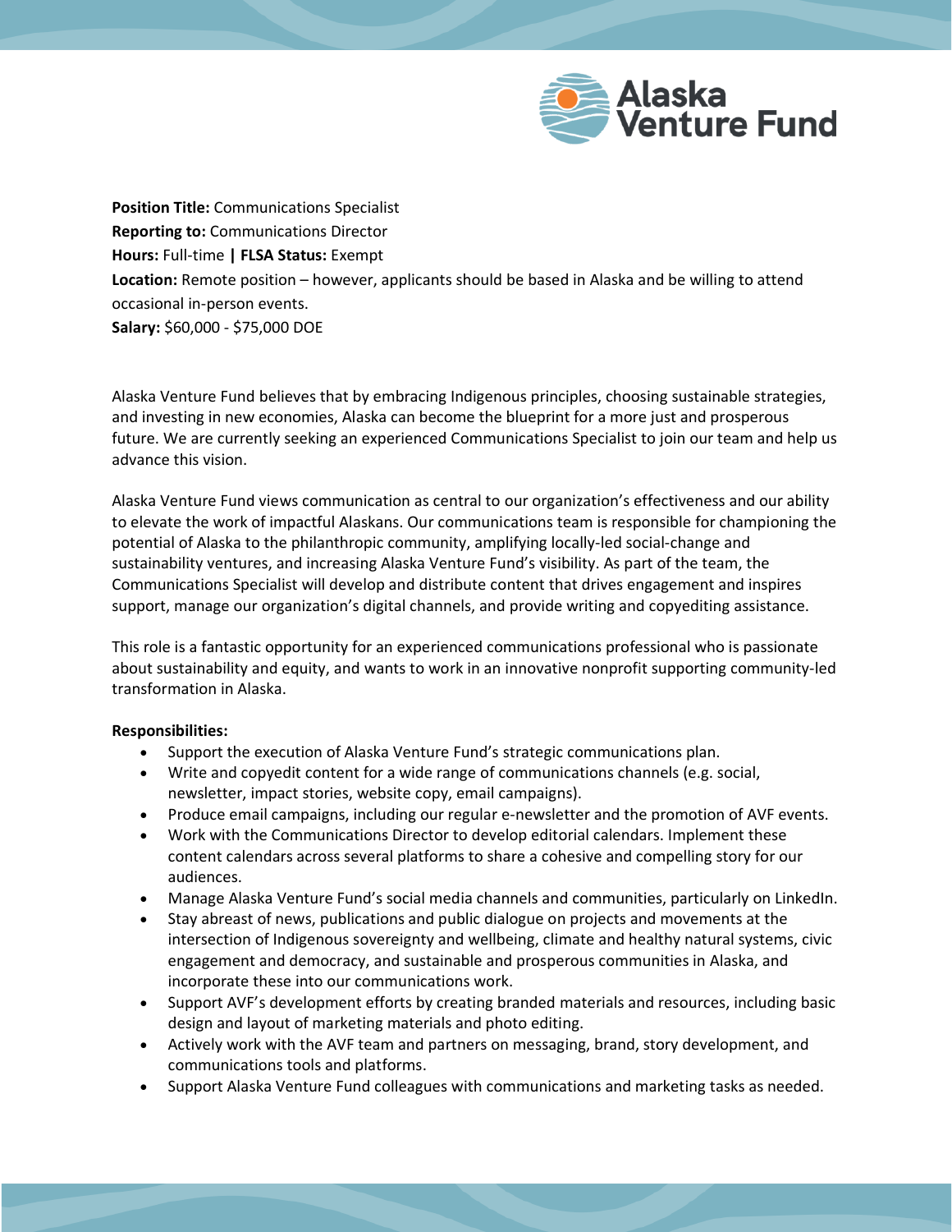**Position Title:** Communications Specialist
**Reporting to:** Communications Director
**Hours:** Full-time **| FLSA Status:** Exempt
**Location:** Remote position – however, applicants should be based in Alaska and be willing to attend occasional in-person events.
**Salary:** $60,000 - $75,000 DOE

Alaska Venture Fund believes that by embracing Indigenous principles, choosing sustainable strategies, and investing in new economies, Alaska can become the blueprint for a more just and prosperous future. We are currently seeking an experienced Communications Specialist to join our team and help us advance this vision.

Alaska Venture Fund views communication as central to our organization's effectiveness and our ability to elevate the work of impactful Alaskans. Our communications team is responsible for championing the potential of Alaska to the philanthropic community, amplifying locally-led social-change and sustainability ventures, and increasing Alaska Venture Fund's visibility. As part of the team, the Communications Specialist will develop and distribute content that drives engagement and inspires support, manage our organization's digital channels, and provide writing and copyediting assistance.

This role is a fantastic opportunity for an experienced communications professional who is passionate about sustainability and equity, and wants to work in an innovative nonprofit supporting community-led transformation in Alaska.

**Responsibilities:**

- Support the execution of Alaska Venture Fund's strategic communications plan.
- Write and copyedit content for a wide range of communications channels (e.g. social, newsletter, impact stories, website copy, email campaigns).
- Produce email campaigns, including our regular e-newsletter and the promotion of AVF events.
- Work with the Communications Director to develop editorial calendars. Implement these content calendars across several platforms to share a cohesive and compelling story for our audiences.
- Manage Alaska Venture Fund's social media channels and communities, particularly on LinkedIn.
- Stay abreast of news, publications and public dialogue on projects and movements at the intersection of Indigenous sovereignty and wellbeing, climate and healthy natural systems, civic engagement and democracy, and sustainable and prosperous communities in Alaska, and incorporate these into our communications work.
- Support AVF's development efforts by creating branded materials and resources, including basic design and layout of marketing materials and photo editing.
- Actively work with the AVF team and partners on messaging, brand, story development, and communications tools and platforms.
- Support Alaska Venture Fund colleagues with communications and marketing tasks as needed.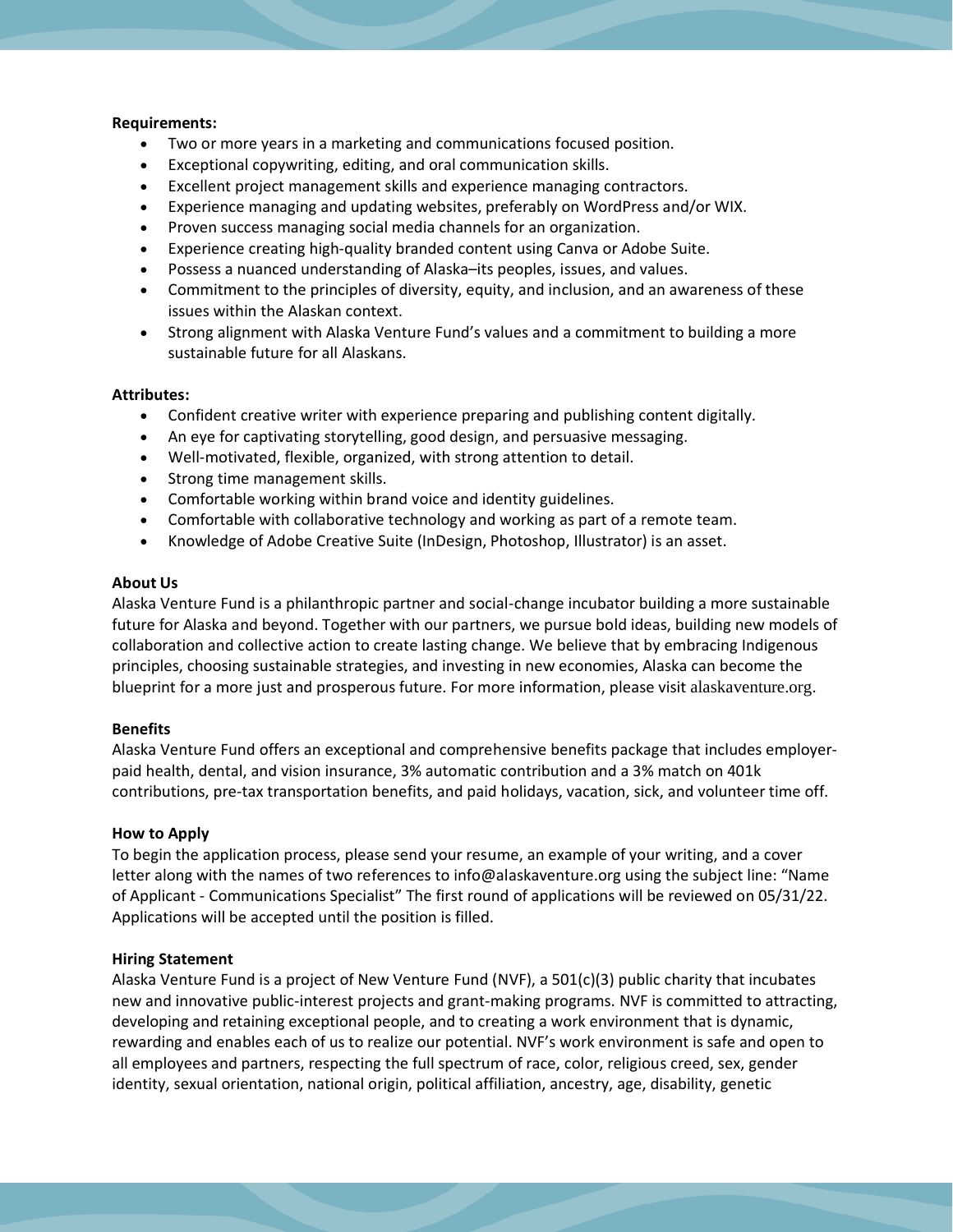**Requirements:**

- Two or more years in a marketing and communications focused position.
- Exceptional copywriting, editing, and oral communication skills.
- Excellent project management skills and experience managing contractors.
- Experience managing and updating websites, preferably on WordPress and/or WIX.
- Proven success managing social media channels for an organization.
- Experience creating high-quality branded content using Canva or Adobe Suite.
- Possess a nuanced understanding of Alaska–its peoples, issues, and values.
- Commitment to the principles of diversity, equity, and inclusion, and an awareness of these issues within the Alaskan context.
- Strong alignment with Alaska Venture Fund's values and a commitment to building a more sustainable future for all Alaskans.

**Attributes:**

- Confident creative writer with experience preparing and publishing content digitally.
- An eye for captivating storytelling, good design, and persuasive messaging.
- Well-motivated, flexible, organized, with strong attention to detail.
- Strong time management skills.
- Comfortable working within brand voice and identity guidelines.
- Comfortable with collaborative technology and working as part of a remote team.
- Knowledge of Adobe Creative Suite (InDesign, Photoshop, Illustrator) is an asset.

**About Us**

Alaska Venture Fund is a philanthropic partner and social-change incubator building a more sustainable future for Alaska and beyond. Together with our partners, we pursue bold ideas, building new models of collaboration and collective action to create lasting change. We believe that by embracing Indigenous principles, choosing sustainable strategies, and investing in new economies, Alaska can become the blueprint for a more just and prosperous future. For more information, please visit alaskaventure.org.

**Benefits**

Alaska Venture Fund offers an exceptional and comprehensive benefits package that includes employer-paid health, dental, and vision insurance, 3% automatic contribution and a 3% match on 401k contributions, pre-tax transportation benefits, and paid holidays, vacation, sick, and volunteer time off.

**How to Apply**

To begin the application process, please send your resume, an example of your writing, and a cover letter along with the names of two references to info@alaskaventure.org using the subject line: "Name of Applicant - Communications Specialist" The first round of applications will be reviewed on 05/31/22. Applications will be accepted until the position is filled.

**Hiring Statement**

Alaska Venture Fund is a project of New Venture Fund (NVF), a 501(c)(3) public charity that incubates new and innovative public-interest projects and grant-making programs. NVF is committed to attracting, developing and retaining exceptional people, and to creating a work environment that is dynamic, rewarding and enables each of us to realize our potential. NVF's work environment is safe and open to all employees and partners, respecting the full spectrum of race, color, religious creed, sex, gender identity, sexual orientation, national origin, political affiliation, ancestry, age, disability, genetic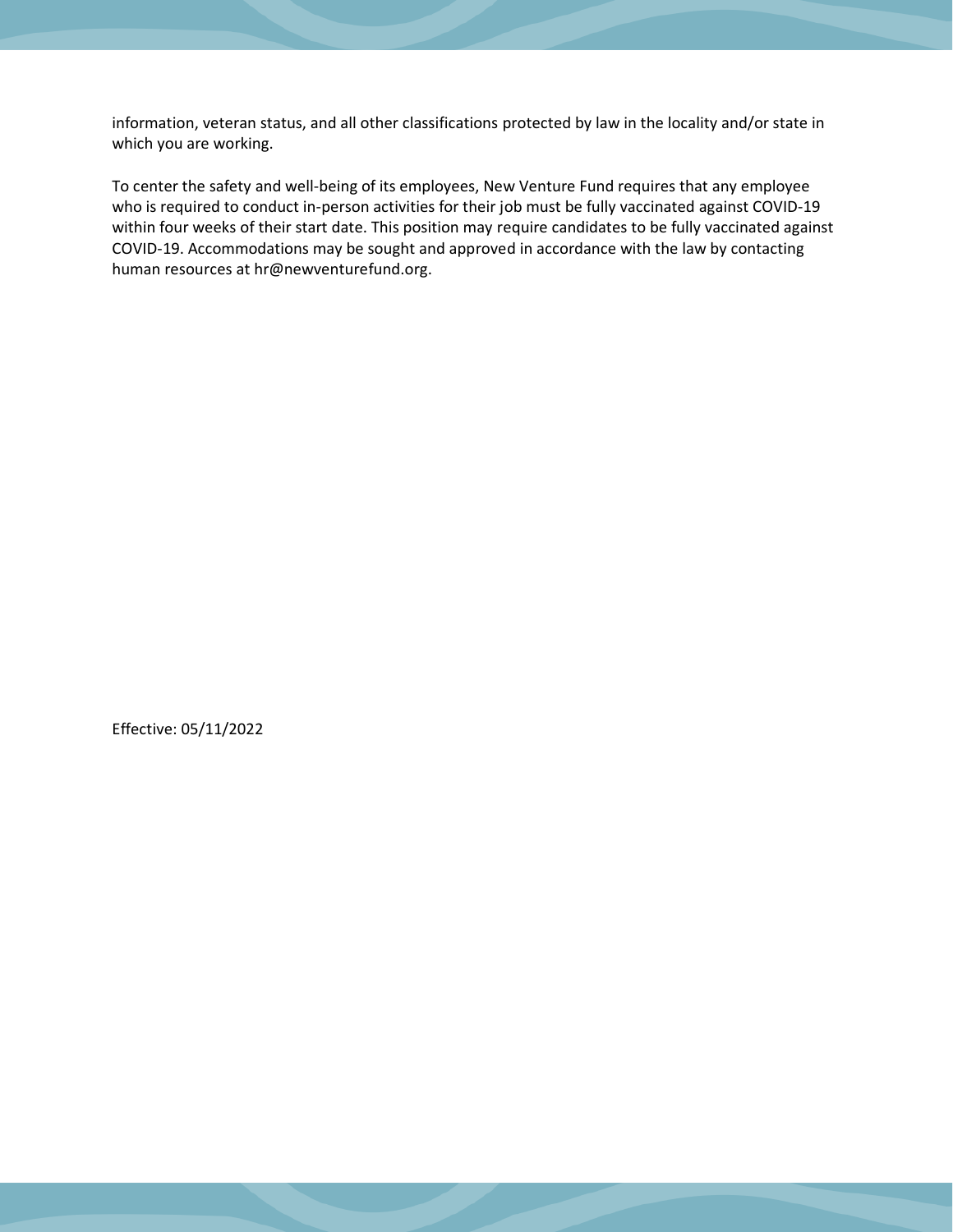information, veteran status, and all other classifications protected by law in the locality and/or state in which you are working.

To center the safety and well-being of its employees, New Venture Fund requires that any employee who is required to conduct in-person activities for their job must be fully vaccinated against COVID-19 within four weeks of their start date. This position may require candidates to be fully vaccinated against COVID-19. Accommodations may be sought and approved in accordance with the law by contacting human resources at hr@newventurefund.org.

Effective: 05/11/2022